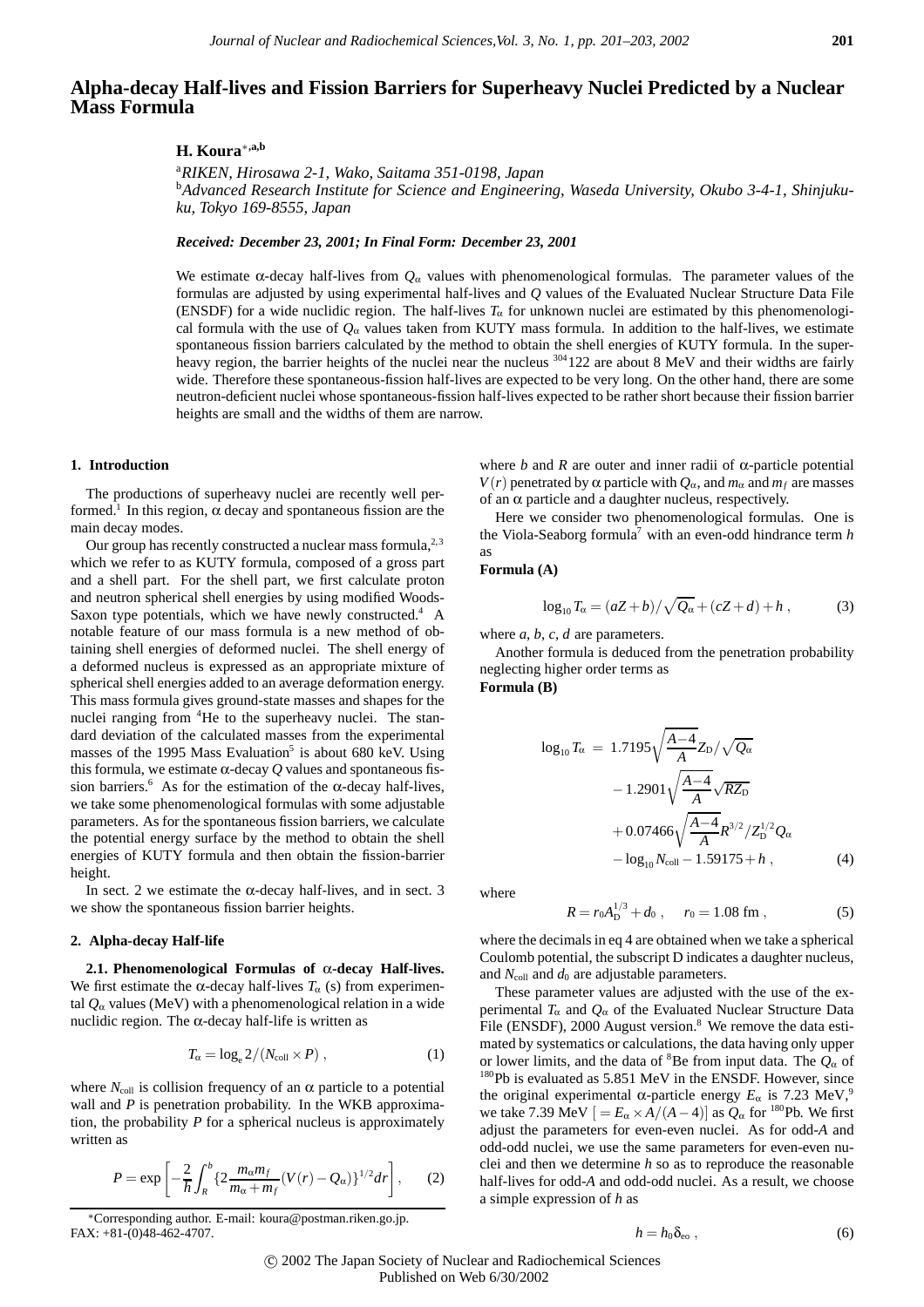# Alpha-decay Half-lives and Fission Barriers for Superheavy Nuclei Predicted by a Nuclear Mass Formula

**H. Koura**[*,a,b]

[a]*RIKEN, Hirosawa 2-1, Wako, Saitama 351-0198, Japan*
[b]*Advanced Research Institute for Science and Engineering, Waseda University, Okubo 3-4-1, Shinjuku-ku, Tokyo 169-8555, Japan*

***Received: December 23, 2001; In Final Form: December 23, 2001***

We estimate α-decay half-lives from $Q_\alpha$ values with phenomenological formulas. The parameter values of the formulas are adjusted by using experimental half-lives and $Q$ values of the Evaluated Nuclear Structure Data File (ENSDF) for a wide nuclidic region. The half-lives $T_\alpha$ for unknown nuclei are estimated by this phenomenological formula with the use of $Q_\alpha$ values taken from KUTY mass formula. In addition to the half-lives, we estimate spontaneous fission barriers calculated by the method to obtain the shell energies of KUTY formula. In the superheavy region, the barrier heights of the nuclei near the nucleus $^{304}122$ are about 8 MeV and their widths are fairly wide. Therefore these spontaneous-fission half-lives are expected to be very long. On the other hand, there are some neutron-deficient nuclei whose spontaneous-fission half-lives expected to be rather short because their fission barrier heights are small and the widths of them are narrow.

### 1. Introduction

The productions of superheavy nuclei are recently well performed.[1] In this region, α decay and spontaneous fission are the main decay modes.

Our group has recently constructed a nuclear mass formula,[2,3] which we refer to as KUTY formula, composed of a gross part and a shell part. For the shell part, we first calculate proton and neutron spherical shell energies by using modified Woods-Saxon type potentials, which we have newly constructed.[4] A notable feature of our mass formula is a new method of obtaining shell energies of deformed nuclei. The shell energy of a deformed nucleus is expressed as an appropriate mixture of spherical shell energies added to an average deformation energy. This mass formula gives ground-state masses and shapes for the nuclei ranging from $^4$He to the superheavy nuclei. The standard deviation of the calculated masses from the experimental masses of the 1995 Mass Evaluation[5] is about 680 keV. Using this formula, we estimate α-decay $Q$ values and spontaneous fission barriers.[6] As for the estimation of the α-decay half-lives, we take some phenomenological formulas with some adjustable parameters. As for the spontaneous fission barriers, we calculate the potential energy surface by the method to obtain the shell energies of KUTY formula and then obtain the fission-barrier height.

In sect. 2 we estimate the α-decay half-lives, and in sect. 3 we show the spontaneous fission barrier heights.

### 2. Alpha-decay Half-life

**2.1. Phenomenological Formulas of α-decay Half-lives.** We first estimate the α-decay half-lives $T_\alpha$ (s) from experimental $Q_\alpha$ values (MeV) with a phenomenological relation in a wide nuclidic region. The α-decay half-life is written as

$$T_\alpha = \log_e 2/(N_{\rm coll}\times P)\,, \tag{1}$$

where $N_{\rm coll}$ is collision frequency of an α particle to a potential wall and $P$ is penetration probability. In the WKB approximation, the probability $P$ for a spherical nucleus is approximately written as

$$P = \exp\left[-\frac{2}{\hbar}\int_R^b\{2\frac{m_\alpha m_f}{m_\alpha+m_f}(V(r)-Q_\alpha)\}^{1/2}dr\right], \tag{2}$$

where $b$ and $R$ are outer and inner radii of α-particle potential $V(r)$ penetrated by α particle with $Q_\alpha$, and $m_\alpha$ and $m_f$ are masses of an α particle and a daughter nucleus, respectively.

Here we consider two phenomenological formulas. One is the Viola-Seaborg formula[7] with an even-odd hindrance term $h$ as

**Formula (A)**

$$\log_{10} T_\alpha = (aZ+b)/\sqrt{Q_\alpha}+(cZ+d)+h\,, \tag{3}$$

where $a$, $b$, $c$, $d$ are parameters.

Another formula is deduced from the penetration probability neglecting higher order terms as

**Formula (B)**

$$\begin{aligned}\log_{10} T_\alpha \;=\;& 1.7195\sqrt{\frac{A-4}{A}}Z_{\rm D}/\sqrt{Q_\alpha}\\ &-1.2901\sqrt{\frac{A-4}{A}}\sqrt{RZ_{\rm D}}\\ &+0.07466\sqrt{\frac{A-4}{A}}R^{3/2}/Z_{\rm D}^{1/2}Q_\alpha\\ &-\log_{10}N_{\rm coll}-1.59175+h\,,\end{aligned} \tag{4}$$

where

$$R = r_0A_{\rm D}^{1/3}+d_0\,,\quad r_0 = 1.08\ {\rm fm}\,, \tag{5}$$

where the decimals in eq 4 are obtained when we take a spherical Coulomb potential, the subscript D indicates a daughter nucleus, and $N_{\rm coll}$ and $d_0$ are adjustable parameters.

These parameter values are adjusted with the use of the experimental $T_\alpha$ and $Q_\alpha$ of the Evaluated Nuclear Structure Data File (ENSDF), 2000 August version.[8] We remove the data estimated by systematics or calculations, the data having only upper or lower limits, and the data of $^8$Be from input data. The $Q_\alpha$ of $^{180}$Pb is evaluated as 5.851 MeV in the ENSDF. However, since the original experimental α-particle energy $E_\alpha$ is 7.23 MeV,[9] we take 7.39 MeV $[=E_\alpha\times A/(A-4)]$ as $Q_\alpha$ for $^{180}$Pb. We first adjust the parameters for even-even nuclei. As for odd-$A$ and odd-odd nuclei, we use the same parameters for even-even nuclei and then we determine $h$ so as to reproduce the reasonable half-lives for odd-$A$ and odd-odd nuclei. As a result, we choose a simple expression of $h$ as

$$h = h_0\delta_{\rm eo}\,, \tag{6}$$

*Corresponding author. E-mail: koura@postman.riken.go.jp. FAX: +81-(0)48-462-4707.

© 2002 The Japan Society of Nuclear and Radiochemical Sciences
Published on Web 6/30/2002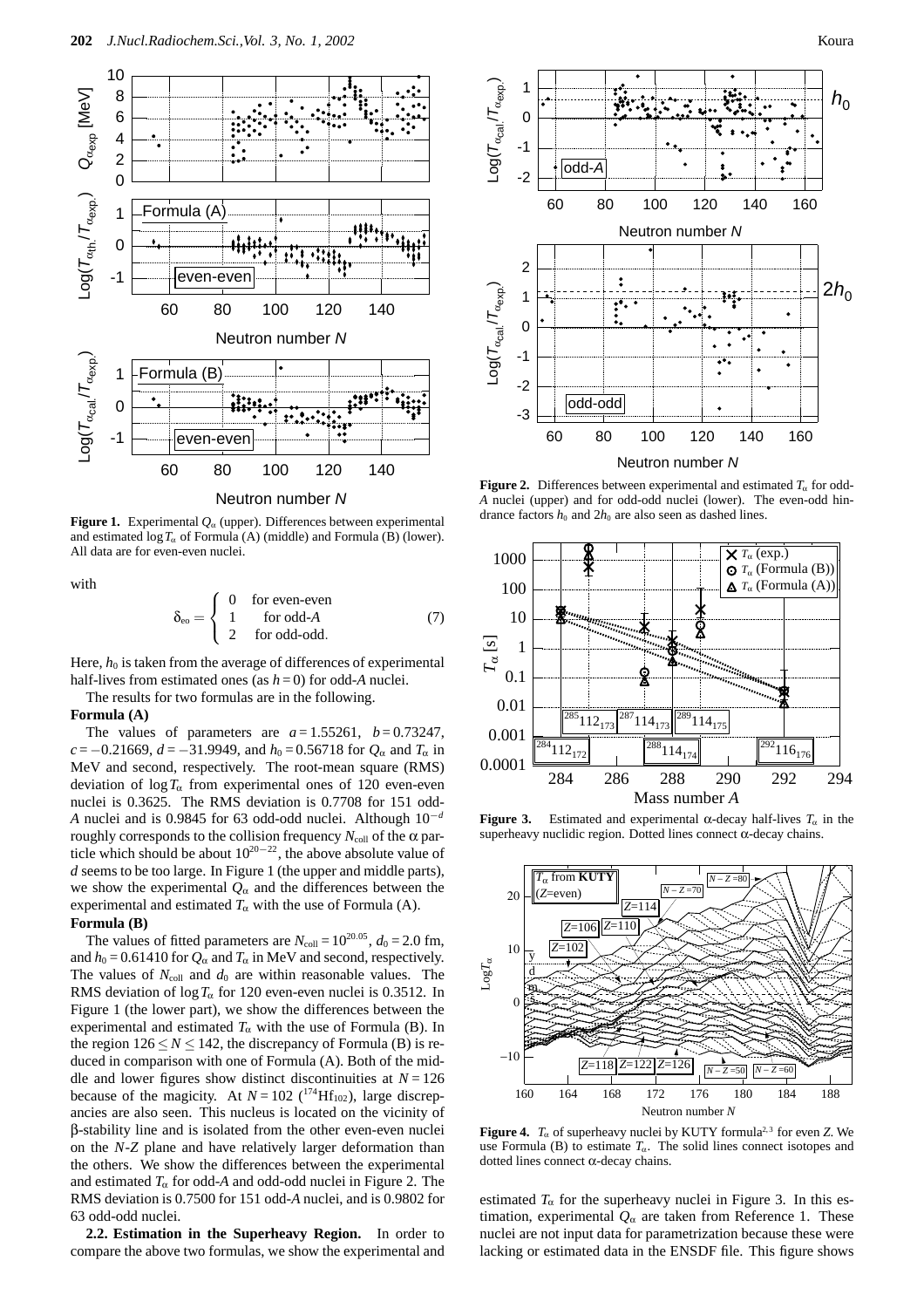**Figure 1.** Experimental $Q_\alpha$ (upper). Differences between experimental and estimated $\log T_\alpha$ of Formula (A) (middle) and Formula (B) (lower). All data are for even-even nuclei.

with

$$\delta_{eo} = \begin{cases} 0 & \text{for even-even} \\ 1 & \text{for odd-}A \\ 2 & \text{for odd-odd.} \end{cases} \tag{7}$$

Here, $h_0$ is taken from the average of differences of experimental half-lives from estimated ones (as $h = 0$) for odd-$A$ nuclei.

The results for two formulas are in the following.

**Formula (A)**

The values of parameters are $a = 1.55261$, $b = 0.73247$, $c = -0.21669$, $d = -31.9949$, and $h_0 = 0.56718$ for $Q_\alpha$ and $T_\alpha$ in MeV and second, respectively. The root-mean square (RMS) deviation of $\log T_\alpha$ from experimental ones of 120 even-even nuclei is 0.3625. The RMS deviation is 0.7708 for 151 odd-$A$ nuclei and is 0.9845 for 63 odd-odd nuclei. Although $10^{-d}$ roughly corresponds to the collision frequency $N_{coll}$ of the $\alpha$ particle which should be about $10^{20-22}$, the above absolute value of $d$ seems to be too large. In Figure 1 (the upper and middle parts), we show the experimental $Q_\alpha$ and the differences between the experimental and estimated $T_\alpha$ with the use of Formula (A).

**Formula (B)**

The values of fitted parameters are $N_{coll} = 10^{20.05}$, $d_0 = 2.0$ fm, and $h_0 = 0.61410$ for $Q_\alpha$ and $T_\alpha$ in MeV and second, respectively. The values of $N_{coll}$ and $d_0$ are within reasonable values. The RMS deviation of $\log T_\alpha$ for 120 even-even nuclei is 0.3512. In Figure 1 (the lower part), we show the differences between the experimental and estimated $T_\alpha$ with the use of Formula (B). In the region $126 \leq N \leq 142$, the discrepancy of Formula (B) is reduced in comparison with one of Formula (A). Both of the middle and lower figures show distinct discontinuities at $N = 126$ because of the magicity. At $N = 102$ ($^{174}Hf_{102}$), large discrepancies are also seen. This nucleus is located on the vicinity of $\beta$-stability line and is isolated from the other even-even nuclei on the $N$-$Z$ plane and have relatively larger deformation than the others. We show the differences between the experimental and estimated $T_\alpha$ for odd-$A$ and odd-odd nuclei in Figure 2. The RMS deviation is 0.7500 for 151 odd-$A$ nuclei, and is 0.9802 for 63 odd-odd nuclei.

**2.2. Estimation in the Superheavy Region.** In order to compare the above two formulas, we show the experimental and estimated $T_\alpha$ for the superheavy nuclei in Figure 3. In this estimation, experimental $Q_\alpha$ are taken from Reference 1. These nuclei are not input data for parametrization because these were lacking or estimated data in the ENSDF file. This figure shows

**Figure 2.** Differences between experimental and estimated $T_\alpha$ for odd-$A$ nuclei (upper) and for odd-odd nuclei (lower). The even-odd hindrance factors $h_0$ and $2h_0$ are also seen as dashed lines.

**Figure 3.** Estimated and experimental $\alpha$-decay half-lives $T_\alpha$ in the superheavy nuclidic region. Dotted lines connect $\alpha$-decay chains.

**Figure 4.** $T_\alpha$ of superheavy nuclei by KUTY formula[2,3] for even $Z$. We use Formula (B) to estimate $T_\alpha$. The solid lines connect isotopes and dotted lines connect $\alpha$-decay chains.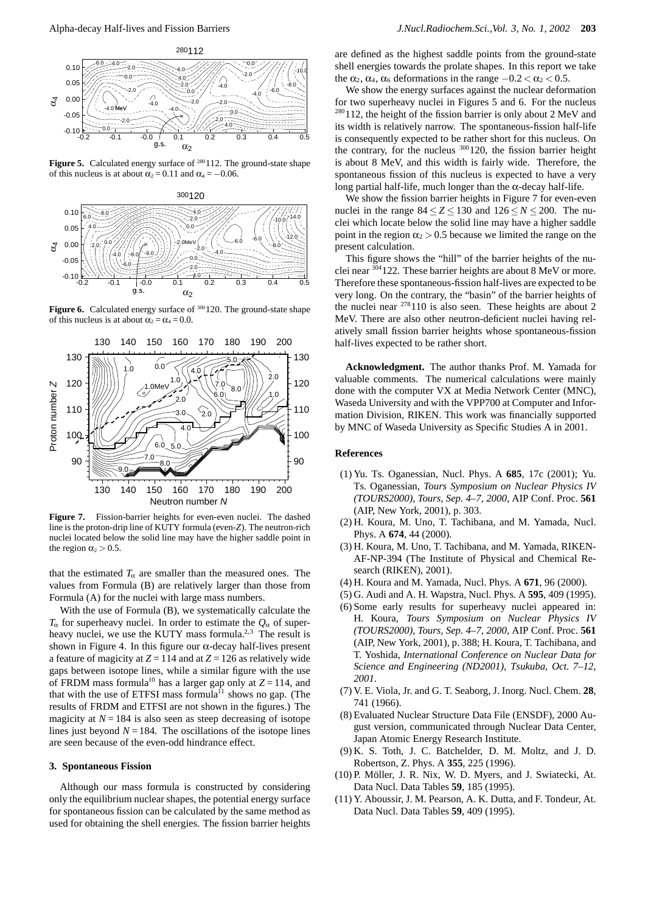280112

0.10
0.05
0.00
-0.05
-0.10

-0.2 -0.1 -0.0 0.1 0.2 0.3 0.4 0.5

$\alpha_4$

$\alpha_2$

g.s.

6.0 4.0 2.0 0.0 2.0 -4.0 MeV -2.0 0.0 -4.0 -4.0 -2.0 6.0 4.0 2.0 0.0 -2.0 2.0 0.0 -4.0 2.0 -4.0 0.0 -2.0 -4.0 -6.0 -8.0 -10.0

**Figure 5.** Calculated energy surface of $^{280}112$. The ground-state shape of this nucleus is at about $\alpha_2 = 0.11$ and $\alpha_4 = -0.06$.

300120

0.10
0.05
0.00
-0.05
-0.10

-0.2 -0.1 -0.0 0.1 0.2 0.3 0.4 0.5

$\alpha_4$

$\alpha_2$

g.s.

6.0 8.0 4.0 2.0 0.0 -4.0 -8.0 -9.0 -6.0 4.0 2.0 0.0 -2.0MeV -2.0 0.0 -2.0 -4.0 -6.0 -6.0 -8.0 -10.0 -12.0 -14.0

**Figure 6.** Calculated energy surface of $^{300}120$. The ground-state shape of this nucleus is at about $\alpha_2 = \alpha_4 = 0.0$.

130 140 150 160 170 180 190 200

130
120
110
100
90

Proton number $Z$

Neutron number $N$

1.0 0.0 1.0MeV 1.0 4.0 5.0 2.0 7.0 8.0 6.0 1.0 2.0 3.0 2.0 4.0 6.0 5.0 7.0 8.0 9.0

**Figure 7.** Fission-barrier heights for even-even nuclei. The dashed line is the proton-drip line of KUTY formula (even-$Z$). The neutron-rich nuclei located below the solid line may have the higher saddle point in the region $\alpha_2 > 0.5$.

that the estimated $T_\alpha$ are smaller than the measured ones. The values from Formula (B) are relatively larger than those from Formula (A) for the nuclei with large mass numbers.

With the use of Formula (B), we systematically calculate the $T_\alpha$ for superheavy nuclei. In order to estimate the $Q_\alpha$ of superheavy nuclei, we use the KUTY mass formula.[2,3] The result is shown in Figure 4. In this figure our $\alpha$-decay half-lives present a feature of magicity at $Z = 114$ and at $Z = 126$ as relatively wide gaps between isotope lines, while a similar figure with the use of FRDM mass formula[10] has a larger gap only at $Z = 114$, and that with the use of ETFSI mass formula[11] shows no gap. (The results of FRDM and ETFSI are not shown in the figures.) The magicity at $N = 184$ is also seen as steep decreasing of isotope lines just beyond $N = 184$. The oscillations of the isotope lines are seen because of the even-odd hindrance effect.

### 3. Spontaneous Fission

Although our mass formula is constructed by considering only the equilibrium nuclear shapes, the potential energy surface for spontaneous fission can be calculated by the same method as used for obtaining the shell energies. The fission barrier heights are defined as the highest saddle points from the ground-state shell energies towards the prolate shapes. In this report we take the $\alpha_2$, $\alpha_4$, $\alpha_6$ deformations in the range $-0.2 < \alpha_2 < 0.5$.

We show the energy surfaces against the nuclear deformation for two superheavy nuclei in Figures 5 and 6. For the nucleus $^{280}112$, the height of the fission barrier is only about 2 MeV and its width is relatively narrow. The spontaneous-fission half-life is consequently expected to be rather short for this nucleus. On the contrary, for the nucleus $^{300}120$, the fission barrier height is about 8 MeV, and this width is fairly wide. Therefore, the spontaneous fission of this nucleus is expected to have a very long partial half-life, much longer than the $\alpha$-decay half-life.

We show the fission barrier heights in Figure 7 for even-even nuclei in the range $84 \leq Z \leq 130$ and $126 \leq N \leq 200$. The nuclei which locate below the solid line may have a higher saddle point in the region $\alpha_2 > 0.5$ because we limited the range on the present calculation.

This figure shows the "hill" of the barrier heights of the nuclei near $^{304}122$. These barrier heights are about 8 MeV or more. Therefore these spontaneous-fission half-lives are expected to be very long. On the contrary, the "basin" of the barrier heights of the nuclei near $^{278}110$ is also seen. These heights are about 2 MeV. There are also other neutron-deficient nuclei having relatively small fission barrier heights whose spontaneous-fission half-lives expected to be rather short.

**Acknowledgment.** The author thanks Prof. M. Yamada for valuable comments. The numerical calculations were mainly done with the computer VX at Media Network Center (MNC), Waseda University and with the VPP700 at Computer and Information Division, RIKEN. This work was financially supported by MNC of Waseda University as Specific Studies A in 2001.

### References

(1) Yu. Ts. Oganessian, Nucl. Phys. A **685**, 17c (2001); Yu. Ts. Oganessian, *Tours Symposium on Nuclear Physics IV (TOURS2000), Tours, Sep. 4–7, 2000*, AIP Conf. Proc. **561** (AIP, New York, 2001), p. 303.

(2) H. Koura, M. Uno, T. Tachibana, and M. Yamada, Nucl. Phys. A **674**, 44 (2000).

(3) H. Koura, M. Uno, T. Tachibana, and M. Yamada, RIKEN-AF-NP-394 (The Institute of Physical and Chemical Research (RIKEN), 2001).

(4) H. Koura and M. Yamada, Nucl. Phys. A **671**, 96 (2000).

(5) G. Audi and A. H. Wapstra, Nucl. Phys. A **595**, 409 (1995).

(6) Some early results for superheavy nuclei appeared in: H. Koura, *Tours Symposium on Nuclear Physics IV (TOURS2000), Tours, Sep. 4–7, 2000*, AIP Conf. Proc. **561** (AIP, New York, 2001), p. 388; H. Koura, T. Tachibana, and T. Yoshida, *International Conference on Nuclear Data for Science and Engineering (ND2001), Tsukuba, Oct. 7–12, 2001*.

(7) V. E. Viola, Jr. and G. T. Seaborg, J. Inorg. Nucl. Chem. **28**, 741 (1966).

(8) Evaluated Nuclear Structure Data File (ENSDF), 2000 August version, communicated through Nuclear Data Center, Japan Atomic Energy Research Institute.

(9) K. S. Toth, J. C. Batchelder, D. M. Moltz, and J. D. Robertson, Z. Phys. A **355**, 225 (1996).

(10) P. Möller, J. R. Nix, W. D. Myers, and J. Swiatecki, At. Data Nucl. Data Tables **59**, 185 (1995).

(11) Y. Aboussir, J. M. Pearson, A. K. Dutta, and F. Tondeur, At. Data Nucl. Data Tables **59**, 409 (1995).